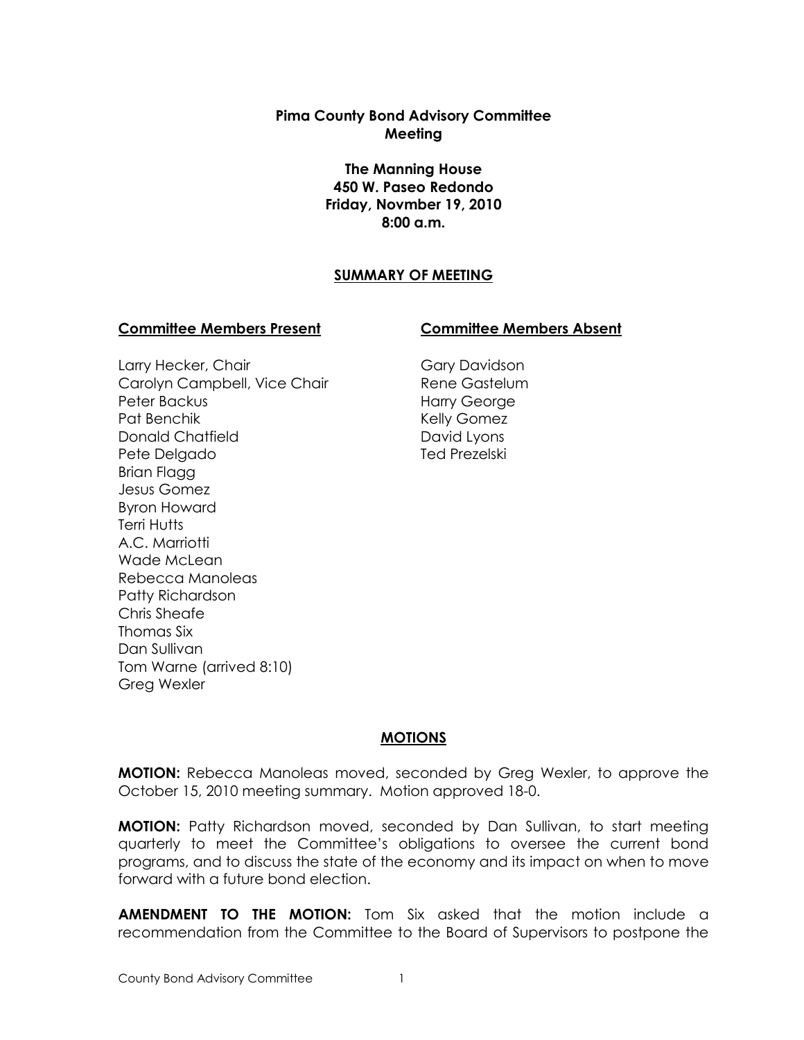**Pima County Bond Advisory Committee**
**Meeting**

**The Manning House**
**450 W. Paseo Redondo**
**Friday, Novmber 19, 2010**
**8:00 a.m.**

## SUMMARY OF MEETING

**Committee Members Present**

Larry Hecker, Chair
Carolyn Campbell, Vice Chair
Peter Backus
Pat Benchik
Donald Chatfield
Pete Delgado
Brian Flagg
Jesus Gomez
Byron Howard
Terri Hutts
A.C. Marriotti
Wade McLean
Rebecca Manoleas
Patty Richardson
Chris Sheafe
Thomas Six
Dan Sullivan
Tom Warne (arrived 8:10)
Greg Wexler

**Committee Members Absent**

Gary Davidson
Rene Gastelum
Harry George
Kelly Gomez
David Lyons
Ted Prezelski

## MOTIONS

**MOTION:** Rebecca Manoleas moved, seconded by Greg Wexler, to approve the October 15, 2010 meeting summary. Motion approved 18-0.

**MOTION:** Patty Richardson moved, seconded by Dan Sullivan, to start meeting quarterly to meet the Committee's obligations to oversee the current bond programs, and to discuss the state of the economy and its impact on when to move forward with a future bond election.

**AMENDMENT TO THE MOTION:** Tom Six asked that the motion include a recommendation from the Committee to the Board of Supervisors to postpone the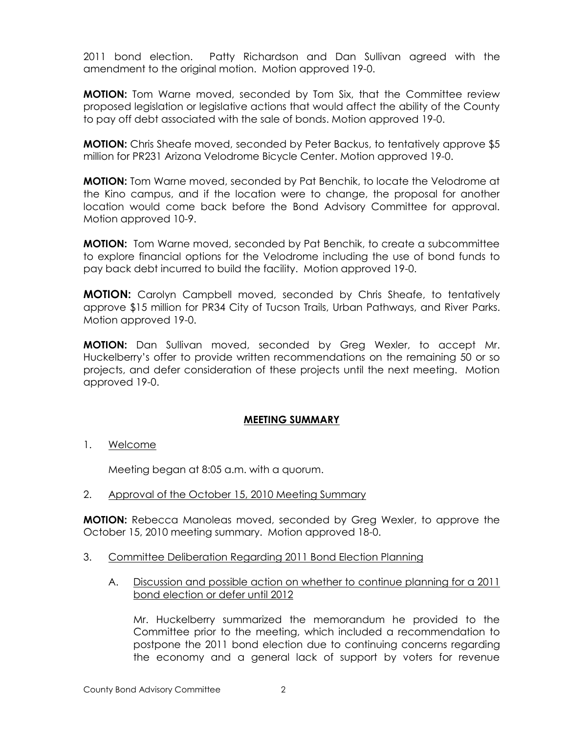2011 bond election. Patty Richardson and Dan Sullivan agreed with the amendment to the original motion. Motion approved 19-0.

**MOTION:** Tom Warne moved, seconded by Tom Six, that the Committee review proposed legislation or legislative actions that would affect the ability of the County to pay off debt associated with the sale of bonds. Motion approved 19-0.

**MOTION:** Chris Sheafe moved, seconded by Peter Backus, to tentatively approve $5 million for PR231 Arizona Velodrome Bicycle Center. Motion approved 19-0.

**MOTION:** Tom Warne moved, seconded by Pat Benchik, to locate the Velodrome at the Kino campus, and if the location were to change, the proposal for another location would come back before the Bond Advisory Committee for approval. Motion approved 10-9.

**MOTION:** Tom Warne moved, seconded by Pat Benchik, to create a subcommittee to explore financial options for the Velodrome including the use of bond funds to pay back debt incurred to build the facility. Motion approved 19-0.

**MOTION:** Carolyn Campbell moved, seconded by Chris Sheafe, to tentatively approve $15 million for PR34 City of Tucson Trails, Urban Pathways, and River Parks. Motion approved 19-0.

**MOTION:** Dan Sullivan moved, seconded by Greg Wexler, to accept Mr. Huckelberry's offer to provide written recommendations on the remaining 50 or so projects, and defer consideration of these projects until the next meeting. Motion approved 19-0.

## MEETING SUMMARY

1. Welcome

   Meeting began at 8:05 a.m. with a quorum.

2. Approval of the October 15, 2010 Meeting Summary

**MOTION:** Rebecca Manoleas moved, seconded by Greg Wexler, to approve the October 15, 2010 meeting summary. Motion approved 18-0.

3. Committee Deliberation Regarding 2011 Bond Election Planning

   A. Discussion and possible action on whether to continue planning for a 2011 bond election or defer until 2012

      Mr. Huckelberry summarized the memorandum he provided to the Committee prior to the meeting, which included a recommendation to postpone the 2011 bond election due to continuing concerns regarding the economy and a general lack of support by voters for revenue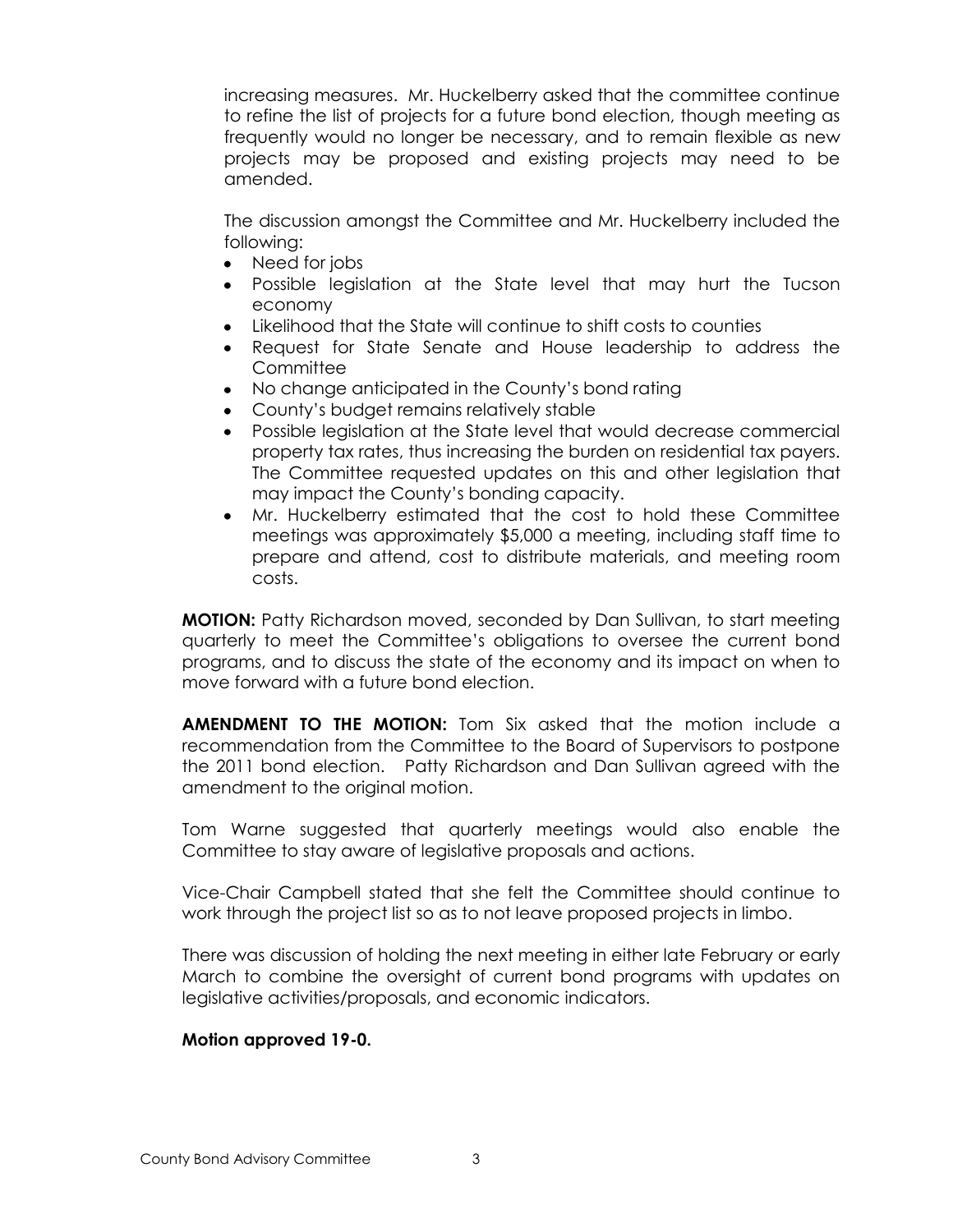increasing measures. Mr. Huckelberry asked that the committee continue to refine the list of projects for a future bond election, though meeting as frequently would no longer be necessary, and to remain flexible as new projects may be proposed and existing projects may need to be amended.

The discussion amongst the Committee and Mr. Huckelberry included the following:

- Need for jobs
- Possible legislation at the State level that may hurt the Tucson economy
- Likelihood that the State will continue to shift costs to counties
- Request for State Senate and House leadership to address the Committee
- No change anticipated in the County's bond rating
- County's budget remains relatively stable
- Possible legislation at the State level that would decrease commercial property tax rates, thus increasing the burden on residential tax payers. The Committee requested updates on this and other legislation that may impact the County's bonding capacity.
- Mr. Huckelberry estimated that the cost to hold these Committee meetings was approximately $5,000 a meeting, including staff time to prepare and attend, cost to distribute materials, and meeting room costs.

**MOTION:** Patty Richardson moved, seconded by Dan Sullivan, to start meeting quarterly to meet the Committee's obligations to oversee the current bond programs, and to discuss the state of the economy and its impact on when to move forward with a future bond election.

**AMENDMENT TO THE MOTION:** Tom Six asked that the motion include a recommendation from the Committee to the Board of Supervisors to postpone the 2011 bond election. Patty Richardson and Dan Sullivan agreed with the amendment to the original motion.

Tom Warne suggested that quarterly meetings would also enable the Committee to stay aware of legislative proposals and actions.

Vice-Chair Campbell stated that she felt the Committee should continue to work through the project list so as to not leave proposed projects in limbo.

There was discussion of holding the next meeting in either late February or early March to combine the oversight of current bond programs with updates on legislative activities/proposals, and economic indicators.

**Motion approved 19-0.**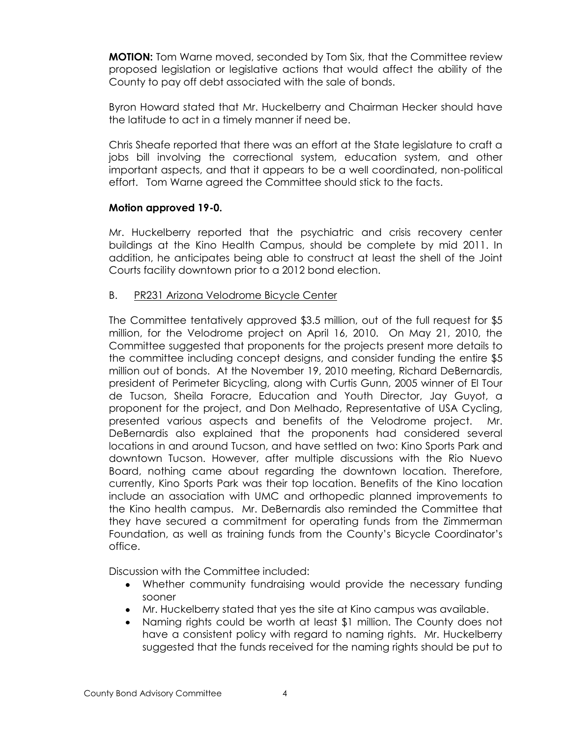**MOTION:** Tom Warne moved, seconded by Tom Six, that the Committee review proposed legislation or legislative actions that would affect the ability of the County to pay off debt associated with the sale of bonds.

Byron Howard stated that Mr. Huckelberry and Chairman Hecker should have the latitude to act in a timely manner if need be.

Chris Sheafe reported that there was an effort at the State legislature to craft a jobs bill involving the correctional system, education system, and other important aspects, and that it appears to be a well coordinated, non-political effort. Tom Warne agreed the Committee should stick to the facts.

**Motion approved 19-0.**

Mr. Huckelberry reported that the psychiatric and crisis recovery center buildings at the Kino Health Campus, should be complete by mid 2011. In addition, he anticipates being able to construct at least the shell of the Joint Courts facility downtown prior to a 2012 bond election.

B. PR231 Arizona Velodrome Bicycle Center

The Committee tentatively approved $3.5 million, out of the full request for $5 million, for the Velodrome project on April 16, 2010. On May 21, 2010, the Committee suggested that proponents for the projects present more details to the committee including concept designs, and consider funding the entire $5 million out of bonds. At the November 19, 2010 meeting, Richard DeBernardis, president of Perimeter Bicycling, along with Curtis Gunn, 2005 winner of El Tour de Tucson, Sheila Foracre, Education and Youth Director, Jay Guyot, a proponent for the project, and Don Melhado, Representative of USA Cycling, presented various aspects and benefits of the Velodrome project. Mr. DeBernardis also explained that the proponents had considered several locations in and around Tucson, and have settled on two: Kino Sports Park and downtown Tucson. However, after multiple discussions with the Rio Nuevo Board, nothing came about regarding the downtown location. Therefore, currently, Kino Sports Park was their top location. Benefits of the Kino location include an association with UMC and orthopedic planned improvements to the Kino health campus. Mr. DeBernardis also reminded the Committee that they have secured a commitment for operating funds from the Zimmerman Foundation, as well as training funds from the County's Bicycle Coordinator's office.

Discussion with the Committee included:

- Whether community fundraising would provide the necessary funding sooner
- Mr. Huckelberry stated that yes the site at Kino campus was available.
- Naming rights could be worth at least $1 million. The County does not have a consistent policy with regard to naming rights. Mr. Huckelberry suggested that the funds received for the naming rights should be put to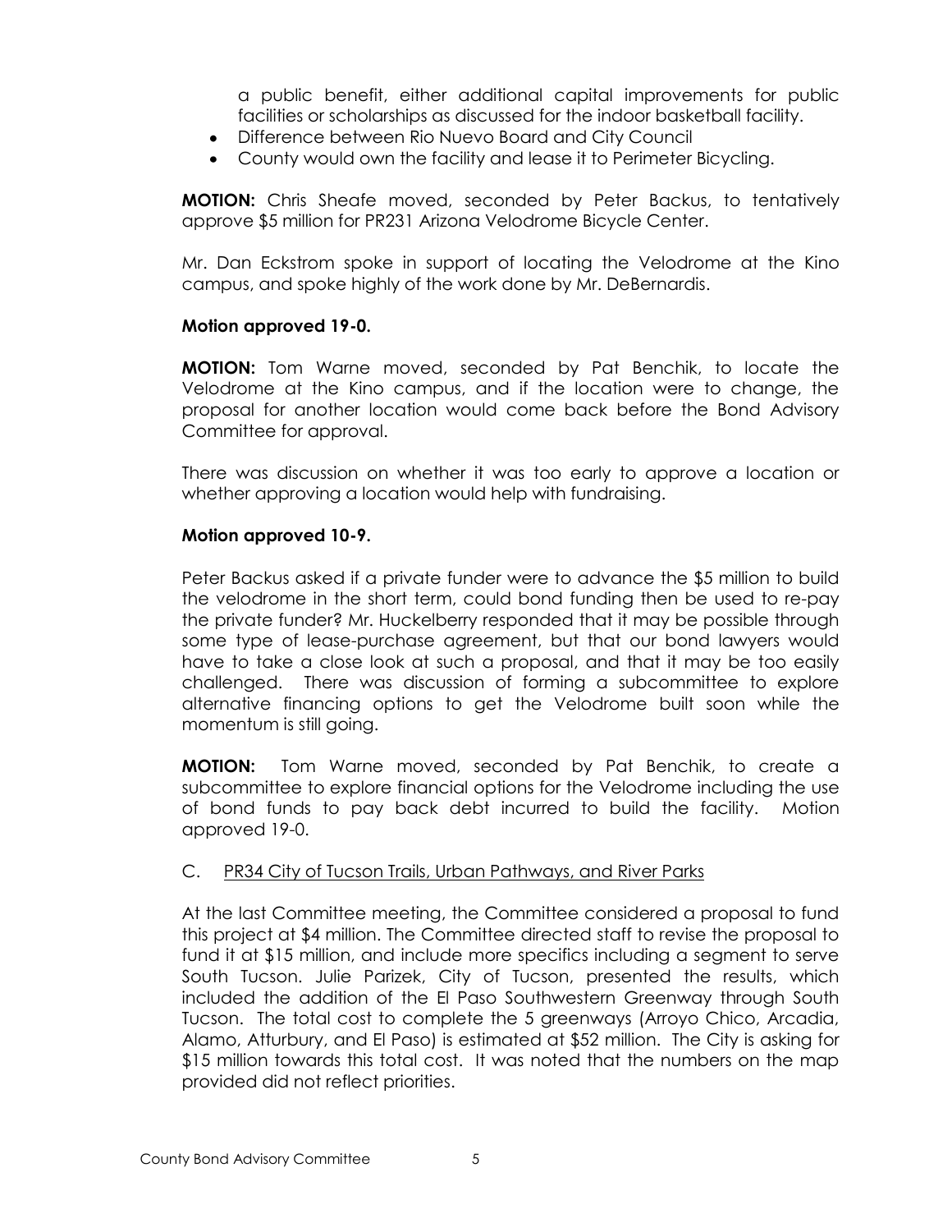a public benefit, either additional capital improvements for public facilities or scholarships as discussed for the indoor basketball facility.

- Difference between Rio Nuevo Board and City Council
- County would own the facility and lease it to Perimeter Bicycling.

**MOTION:** Chris Sheafe moved, seconded by Peter Backus, to tentatively approve $5 million for PR231 Arizona Velodrome Bicycle Center.

Mr. Dan Eckstrom spoke in support of locating the Velodrome at the Kino campus, and spoke highly of the work done by Mr. DeBernardis.

**Motion approved 19-0.**

**MOTION:** Tom Warne moved, seconded by Pat Benchik, to locate the Velodrome at the Kino campus, and if the location were to change, the proposal for another location would come back before the Bond Advisory Committee for approval.

There was discussion on whether it was too early to approve a location or whether approving a location would help with fundraising.

**Motion approved 10-9.**

Peter Backus asked if a private funder were to advance the $5 million to build the velodrome in the short term, could bond funding then be used to re-pay the private funder? Mr. Huckelberry responded that it may be possible through some type of lease-purchase agreement, but that our bond lawyers would have to take a close look at such a proposal, and that it may be too easily challenged. There was discussion of forming a subcommittee to explore alternative financing options to get the Velodrome built soon while the momentum is still going.

**MOTION:** Tom Warne moved, seconded by Pat Benchik, to create a subcommittee to explore financial options for the Velodrome including the use of bond funds to pay back debt incurred to build the facility. Motion approved 19-0.

C. <u>PR34 City of Tucson Trails, Urban Pathways, and River Parks</u>

At the last Committee meeting, the Committee considered a proposal to fund this project at $4 million. The Committee directed staff to revise the proposal to fund it at $15 million, and include more specifics including a segment to serve South Tucson. Julie Parizek, City of Tucson, presented the results, which included the addition of the El Paso Southwestern Greenway through South Tucson. The total cost to complete the 5 greenways (Arroyo Chico, Arcadia, Alamo, Atturbury, and El Paso) is estimated at $52 million. The City is asking for $15 million towards this total cost. It was noted that the numbers on the map provided did not reflect priorities.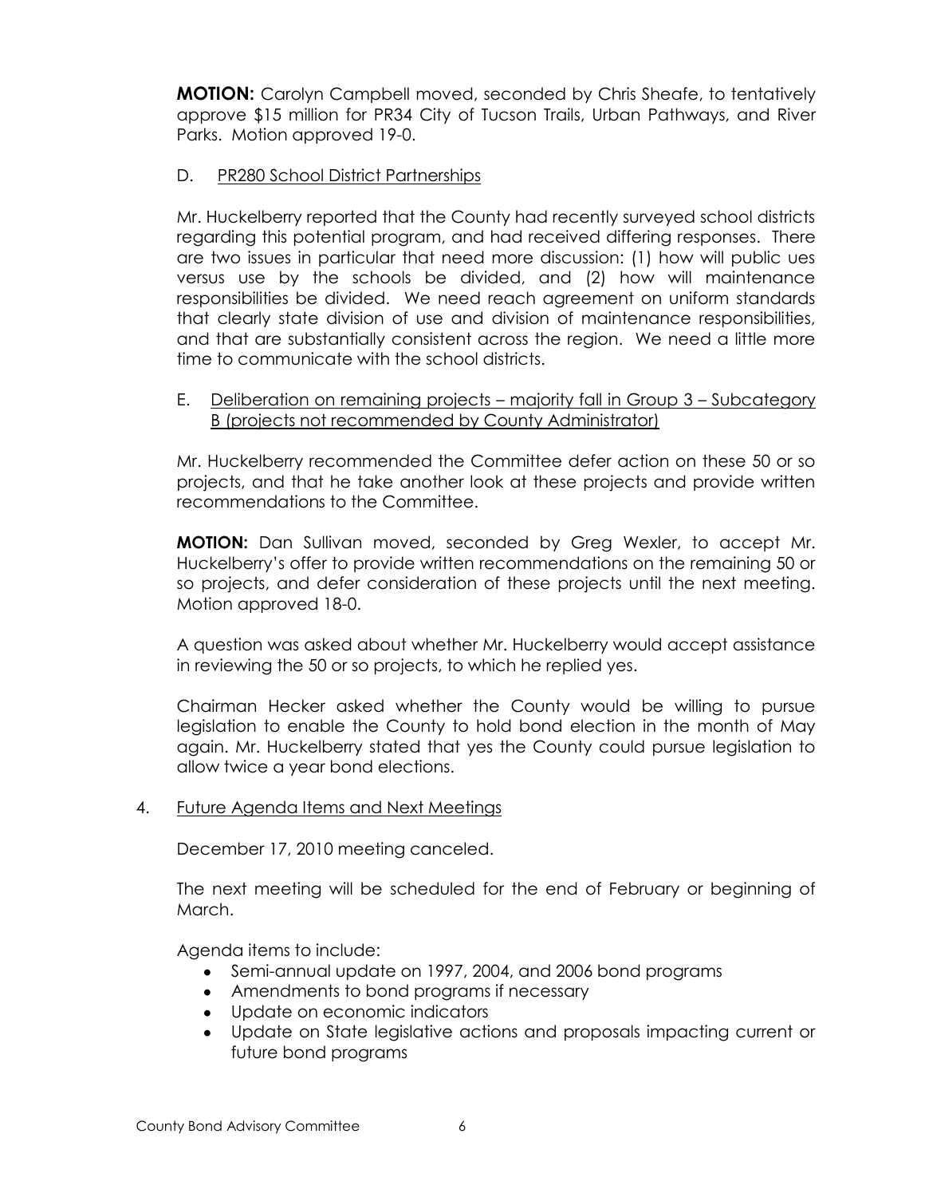**MOTION:** Carolyn Campbell moved, seconded by Chris Sheafe, to tentatively approve $15 million for PR34 City of Tucson Trails, Urban Pathways, and River Parks. Motion approved 19-0.

D. <u>PR280 School District Partnerships</u>

Mr. Huckelberry reported that the County had recently surveyed school districts regarding this potential program, and had received differing responses. There are two issues in particular that need more discussion: (1) how will public ues versus use by the schools be divided, and (2) how will maintenance responsibilities be divided. We need reach agreement on uniform standards that clearly state division of use and division of maintenance responsibilities, and that are substantially consistent across the region. We need a little more time to communicate with the school districts.

E. <u>Deliberation on remaining projects – majority fall in Group 3 – Subcategory B (projects not recommended by County Administrator)</u>

Mr. Huckelberry recommended the Committee defer action on these 50 or so projects, and that he take another look at these projects and provide written recommendations to the Committee.

**MOTION:** Dan Sullivan moved, seconded by Greg Wexler, to accept Mr. Huckelberry's offer to provide written recommendations on the remaining 50 or so projects, and defer consideration of these projects until the next meeting. Motion approved 18-0.

A question was asked about whether Mr. Huckelberry would accept assistance in reviewing the 50 or so projects, to which he replied yes.

Chairman Hecker asked whether the County would be willing to pursue legislation to enable the County to hold bond election in the month of May again. Mr. Huckelberry stated that yes the County could pursue legislation to allow twice a year bond elections.

4. <u>Future Agenda Items and Next Meetings</u>

December 17, 2010 meeting canceled.

The next meeting will be scheduled for the end of February or beginning of March.

Agenda items to include:

- Semi-annual update on 1997, 2004, and 2006 bond programs
- Amendments to bond programs if necessary
- Update on economic indicators
- Update on State legislative actions and proposals impacting current or future bond programs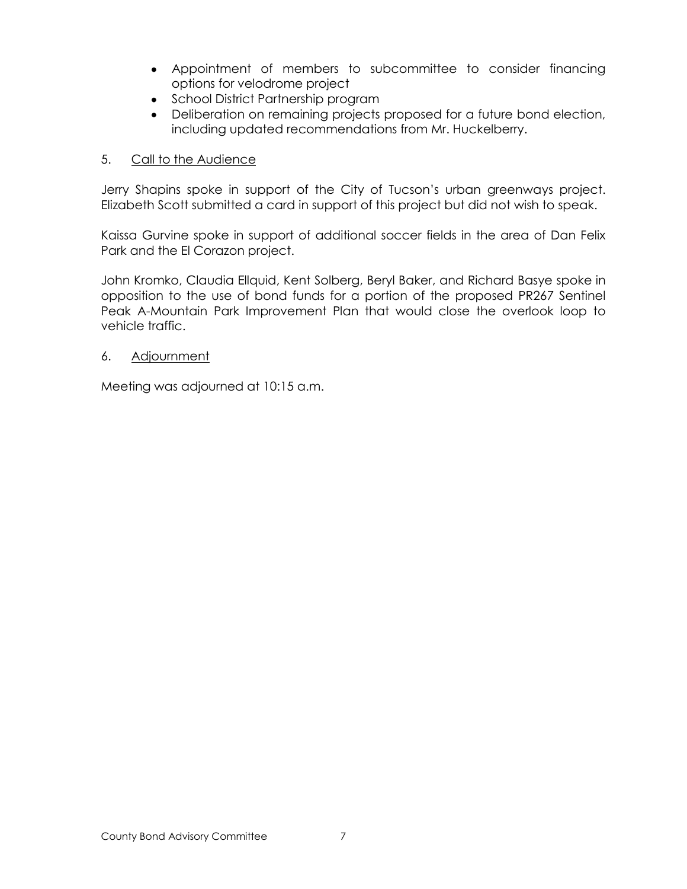- Appointment of members to subcommittee to consider financing options for velodrome project
- School District Partnership program
- Deliberation on remaining projects proposed for a future bond election, including updated recommendations from Mr. Huckelberry.

5. Call to the Audience

Jerry Shapins spoke in support of the City of Tucson's urban greenways project. Elizabeth Scott submitted a card in support of this project but did not wish to speak.

Kaissa Gurvine spoke in support of additional soccer fields in the area of Dan Felix Park and the El Corazon project.

John Kromko, Claudia Ellquid, Kent Solberg, Beryl Baker, and Richard Basye spoke in opposition to the use of bond funds for a portion of the proposed PR267 Sentinel Peak A-Mountain Park Improvement Plan that would close the overlook loop to vehicle traffic.

6. Adjournment

Meeting was adjourned at 10:15 a.m.